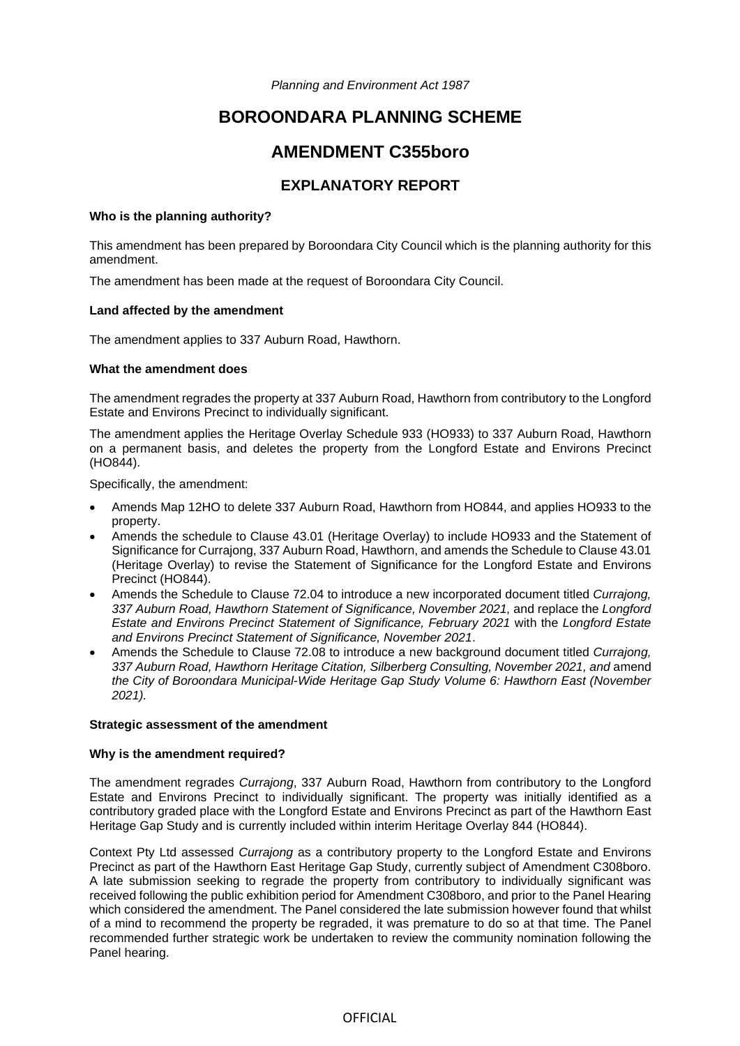*Planning and Environment Act 1987*

# BOROONDARA PLANNING SCHEME

# AMENDMENT C355boro

## EXPLANATORY REPORT

**Who is the planning authority?**

This amendment has been prepared by Boroondara City Council which is the planning authority for this amendment.

The amendment has been made at the request of Boroondara City Council.

**Land affected by the amendment**

The amendment applies to 337 Auburn Road, Hawthorn.

**What the amendment does**

The amendment regrades the property at 337 Auburn Road, Hawthorn from contributory to the Longford Estate and Environs Precinct to individually significant.

The amendment applies the Heritage Overlay Schedule 933 (HO933) to 337 Auburn Road, Hawthorn on a permanent basis, and deletes the property from the Longford Estate and Environs Precinct (HO844).

Specifically, the amendment:

- Amends Map 12HO to delete 337 Auburn Road, Hawthorn from HO844, and applies HO933 to the property.
- Amends the schedule to Clause 43.01 (Heritage Overlay) to include HO933 and the Statement of Significance for Currajong, 337 Auburn Road, Hawthorn, and amends the Schedule to Clause 43.01 (Heritage Overlay) to revise the Statement of Significance for the Longford Estate and Environs Precinct (HO844).
- Amends the Schedule to Clause 72.04 to introduce a new incorporated document titled *Currajong, 337 Auburn Road, Hawthorn Statement of Significance, November 2021,* and replace the *Longford Estate and Environs Precinct Statement of Significance, February 2021* with the *Longford Estate and Environs Precinct Statement of Significance, November 2021*.
- Amends the Schedule to Clause 72.08 to introduce a new background document titled *Currajong, 337 Auburn Road, Hawthorn Heritage Citation, Silberberg Consulting, November 2021, and* amend *the City of Boroondara Municipal-Wide Heritage Gap Study Volume 6: Hawthorn East (November 2021).*

**Strategic assessment of the amendment**

**Why is the amendment required?**

The amendment regrades *Currajong*, 337 Auburn Road, Hawthorn from contributory to the Longford Estate and Environs Precinct to individually significant. The property was initially identified as a contributory graded place with the Longford Estate and Environs Precinct as part of the Hawthorn East Heritage Gap Study and is currently included within interim Heritage Overlay 844 (HO844).

Context Pty Ltd assessed *Currajong* as a contributory property to the Longford Estate and Environs Precinct as part of the Hawthorn East Heritage Gap Study, currently subject of Amendment C308boro. A late submission seeking to regrade the property from contributory to individually significant was received following the public exhibition period for Amendment C308boro, and prior to the Panel Hearing which considered the amendment. The Panel considered the late submission however found that whilst of a mind to recommend the property be regraded, it was premature to do so at that time. The Panel recommended further strategic work be undertaken to review the community nomination following the Panel hearing.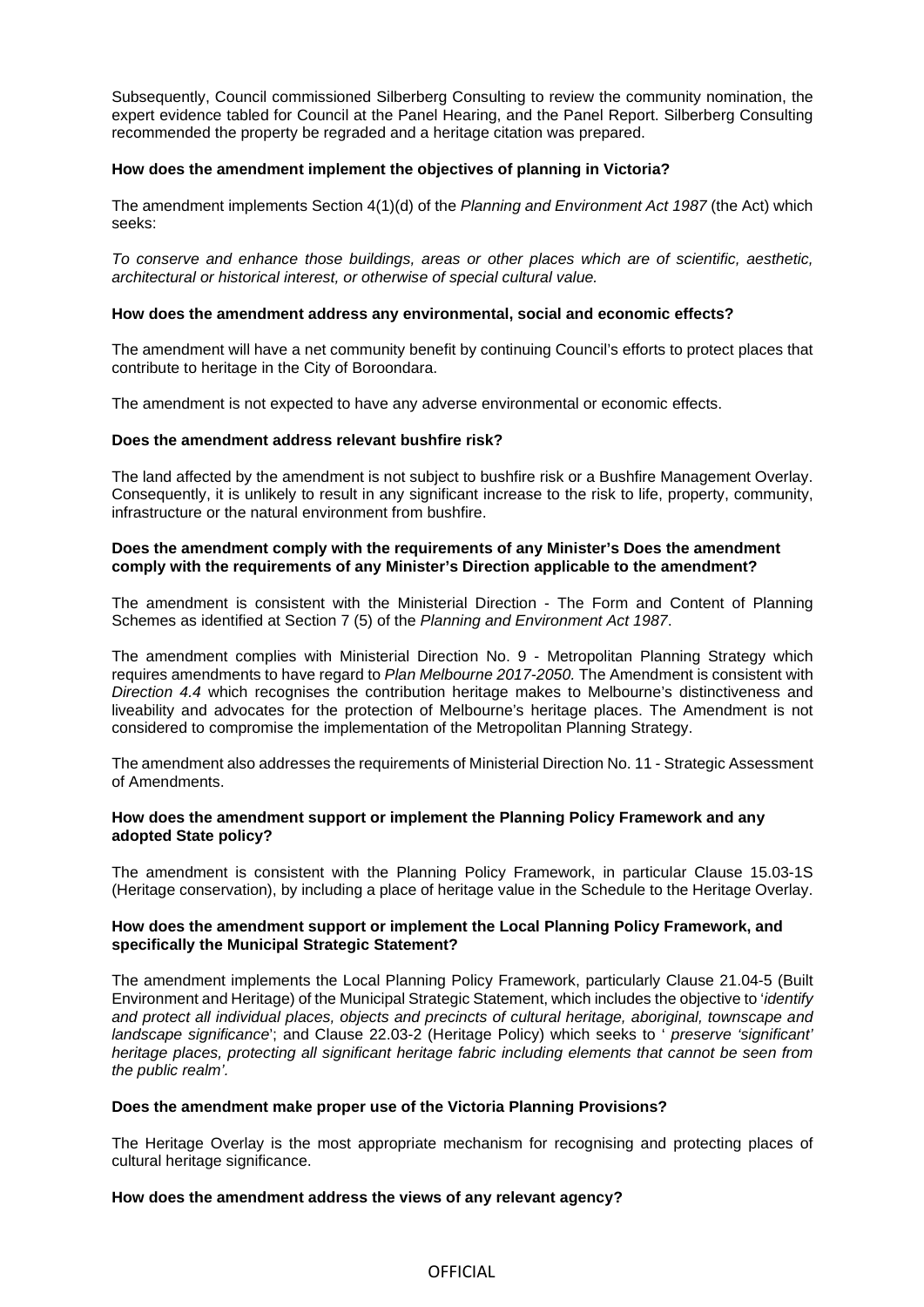Subsequently, Council commissioned Silberberg Consulting to review the community nomination, the expert evidence tabled for Council at the Panel Hearing, and the Panel Report. Silberberg Consulting recommended the property be regraded and a heritage citation was prepared.

**How does the amendment implement the objectives of planning in Victoria?**

The amendment implements Section 4(1)(d) of the *Planning and Environment Act 1987* (the Act) which seeks:

*To conserve and enhance those buildings, areas or other places which are of scientific, aesthetic, architectural or historical interest, or otherwise of special cultural value.*

**How does the amendment address any environmental, social and economic effects?**

The amendment will have a net community benefit by continuing Council's efforts to protect places that contribute to heritage in the City of Boroondara.

The amendment is not expected to have any adverse environmental or economic effects.

**Does the amendment address relevant bushfire risk?**

The land affected by the amendment is not subject to bushfire risk or a Bushfire Management Overlay. Consequently, it is unlikely to result in any significant increase to the risk to life, property, community, infrastructure or the natural environment from bushfire.

**Does the amendment comply with the requirements of any Minister's Does the amendment comply with the requirements of any Minister's Direction applicable to the amendment?**

The amendment is consistent with the Ministerial Direction - The Form and Content of Planning Schemes as identified at Section 7 (5) of the *Planning and Environment Act 1987*.

The amendment complies with Ministerial Direction No. 9 - Metropolitan Planning Strategy which requires amendments to have regard to *Plan Melbourne 2017-2050.* The Amendment is consistent with *Direction 4.4* which recognises the contribution heritage makes to Melbourne's distinctiveness and liveability and advocates for the protection of Melbourne's heritage places. The Amendment is not considered to compromise the implementation of the Metropolitan Planning Strategy.

The amendment also addresses the requirements of Ministerial Direction No. 11 - Strategic Assessment of Amendments.

**How does the amendment support or implement the Planning Policy Framework and any adopted State policy?**

The amendment is consistent with the Planning Policy Framework, in particular Clause 15.03-1S (Heritage conservation), by including a place of heritage value in the Schedule to the Heritage Overlay.

**How does the amendment support or implement the Local Planning Policy Framework, and specifically the Municipal Strategic Statement?**

The amendment implements the Local Planning Policy Framework, particularly Clause 21.04-5 (Built Environment and Heritage) of the Municipal Strategic Statement, which includes the objective to '*identify and protect all individual places, objects and precincts of cultural heritage, aboriginal, townscape and landscape significance*'; and Clause 22.03-2 (Heritage Policy) which seeks to ' *preserve 'significant' heritage places, protecting all significant heritage fabric including elements that cannot be seen from the public realm'.*

**Does the amendment make proper use of the Victoria Planning Provisions?**

The Heritage Overlay is the most appropriate mechanism for recognising and protecting places of cultural heritage significance.

**How does the amendment address the views of any relevant agency?**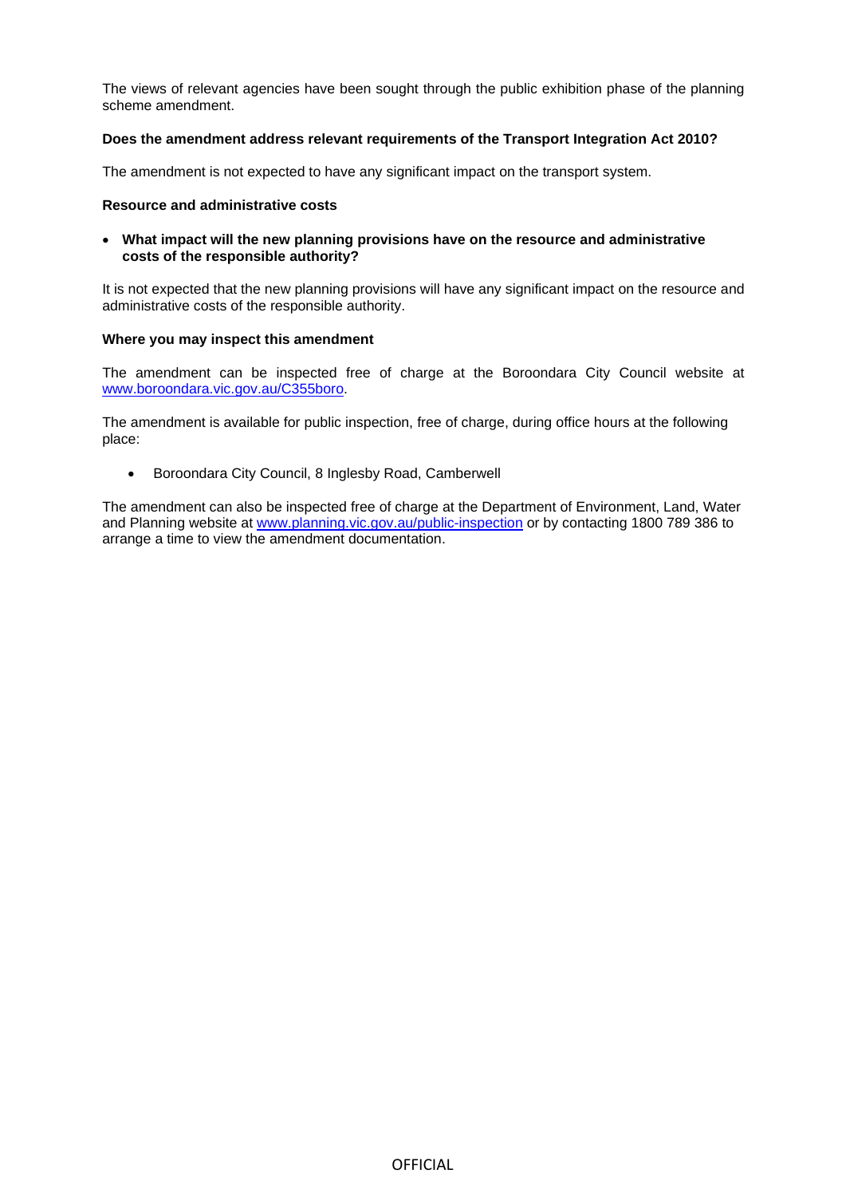The views of relevant agencies have been sought through the public exhibition phase of the planning scheme amendment.

**Does the amendment address relevant requirements of the Transport Integration Act 2010?**

The amendment is not expected to have any significant impact on the transport system.

**Resource and administrative costs**

- **What impact will the new planning provisions have on the resource and administrative costs of the responsible authority?**

It is not expected that the new planning provisions will have any significant impact on the resource and administrative costs of the responsible authority.

**Where you may inspect this amendment**

The amendment can be inspected free of charge at the Boroondara City Council website at www.boroondara.vic.gov.au/C355boro.

The amendment is available for public inspection, free of charge, during office hours at the following place:

- Boroondara City Council, 8 Inglesby Road, Camberwell

The amendment can also be inspected free of charge at the Department of Environment, Land, Water and Planning website at www.planning.vic.gov.au/public-inspection or by contacting 1800 789 386 to arrange a time to view the amendment documentation.